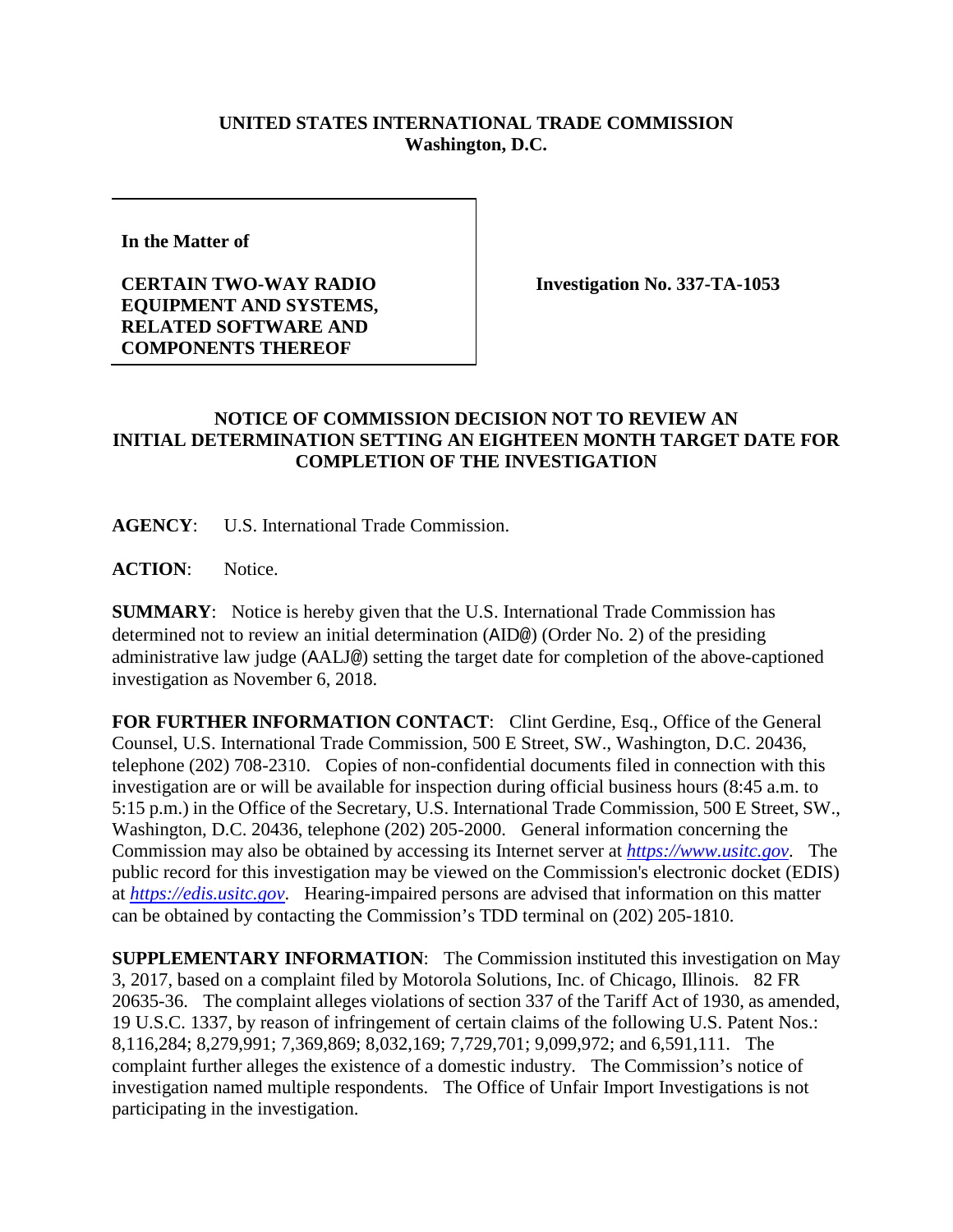**UNITED STATES INTERNATIONAL TRADE COMMISSION**
**Washington, D.C.**

| In the Matter of<br><br>**CERTAIN TWO-WAY RADIO EQUIPMENT AND SYSTEMS, RELATED SOFTWARE AND COMPONENTS THEREOF** | **Investigation No. 337-TA-1053** |
|---|---|

**NOTICE OF COMMISSION DECISION NOT TO REVIEW AN INITIAL DETERMINATION SETTING AN EIGHTEEN MONTH TARGET DATE FOR COMPLETION OF THE INVESTIGATION**

**AGENCY**: U.S. International Trade Commission.

**ACTION**: Notice.

**SUMMARY**: Notice is hereby given that the U.S. International Trade Commission has determined not to review an initial determination (AID@) (Order No. 2) of the presiding administrative law judge (AALJ@) setting the target date for completion of the above-captioned investigation as November 6, 2018.

**FOR FURTHER INFORMATION CONTACT**: Clint Gerdine, Esq., Office of the General Counsel, U.S. International Trade Commission, 500 E Street, SW., Washington, D.C. 20436, telephone (202) 708-2310. Copies of non-confidential documents filed in connection with this investigation are or will be available for inspection during official business hours (8:45 a.m. to 5:15 p.m.) in the Office of the Secretary, U.S. International Trade Commission, 500 E Street, SW., Washington, D.C. 20436, telephone (202) 205-2000. General information concerning the Commission may also be obtained by accessing its Internet server at *https://www.usitc.gov*. The public record for this investigation may be viewed on the Commission's electronic docket (EDIS) at *https://edis.usitc.gov*. Hearing-impaired persons are advised that information on this matter can be obtained by contacting the Commission's TDD terminal on (202) 205-1810.

**SUPPLEMENTARY INFORMATION**: The Commission instituted this investigation on May 3, 2017, based on a complaint filed by Motorola Solutions, Inc. of Chicago, Illinois. 82 FR 20635-36. The complaint alleges violations of section 337 of the Tariff Act of 1930, as amended, 19 U.S.C. 1337, by reason of infringement of certain claims of the following U.S. Patent Nos.: 8,116,284; 8,279,991; 7,369,869; 8,032,169; 7,729,701; 9,099,972; and 6,591,111. The complaint further alleges the existence of a domestic industry. The Commission's notice of investigation named multiple respondents. The Office of Unfair Import Investigations is not participating in the investigation.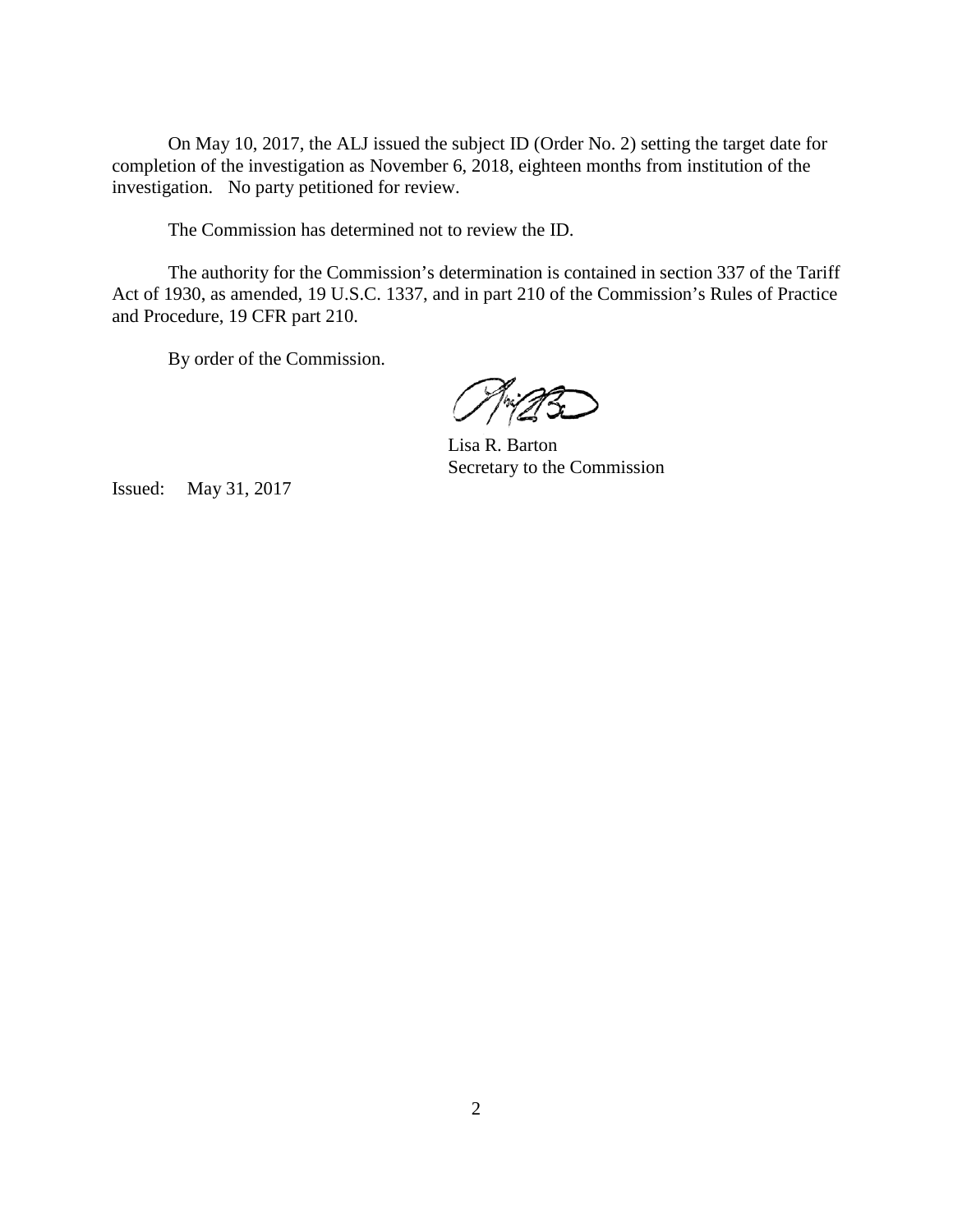On May 10, 2017, the ALJ issued the subject ID (Order No. 2) setting the target date for completion of the investigation as November 6, 2018, eighteen months from institution of the investigation. No party petitioned for review.

The Commission has determined not to review the ID.

The authority for the Commission's determination is contained in section 337 of the Tariff Act of 1930, as amended, 19 U.S.C. 1337, and in part 210 of the Commission's Rules of Practice and Procedure, 19 CFR part 210.

By order of the Commission.

Lisa R. Barton
Secretary to the Commission

Issued: May 31, 2017